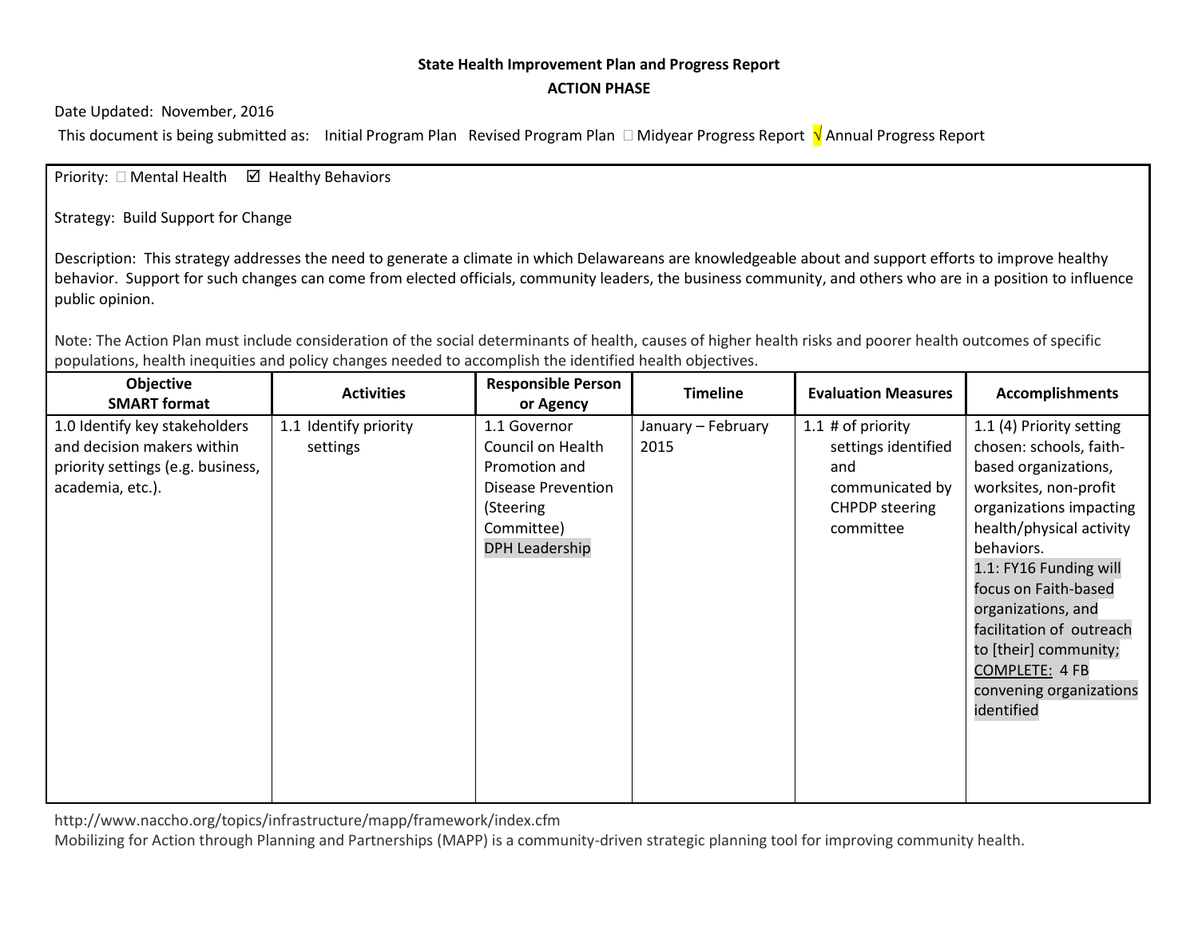**State Health Improvement Plan and Progress Report**

**ACTION PHASE**

Date Updated: November, 2016

This document is being submitted as: Initial Program Plan Revised Program Plan □ Midyear Progress Report √ Annual Progress Report

Priority: □ Mental Health ☑ Healthy Behaviors

Strategy: Build Support for Change

Description: This strategy addresses the need to generate a climate in which Delawareans are knowledgeable about and support efforts to improve healthy behavior. Support for such changes can come from elected officials, community leaders, the business community, and others who are in a position to influence public opinion.

Note: The Action Plan must include consideration of the social determinants of health, causes of higher health risks and poorer health outcomes of specific populations, health inequities and policy changes needed to accomplish the identified health objectives.

| Objective SMART format | Activities | Responsible Person or Agency | Timeline | Evaluation Measures | Accomplishments |
|---|---|---|---|---|---|
| 1.0 Identify key stakeholders and decision makers within priority settings (e.g. business, academia, etc.). | 1.1 Identify priority settings | 1.1 Governor Council on Health Promotion and Disease Prevention (Steering Committee) DPH Leadership | January – February 2015 | 1.1 # of priority settings identified and communicated by CHPDP steering committee | 1.1 (4) Priority setting chosen: schools, faith-based organizations, worksites, non-profit organizations impacting health/physical activity behaviors. 1.1: FY16 Funding will focus on Faith-based organizations, and facilitation of outreach to [their] community; COMPLETE: 4 FB convening organizations identified |

http://www.naccho.org/topics/infrastructure/mapp/framework/index.cfm

Mobilizing for Action through Planning and Partnerships (MAPP) is a community-driven strategic planning tool for improving community health.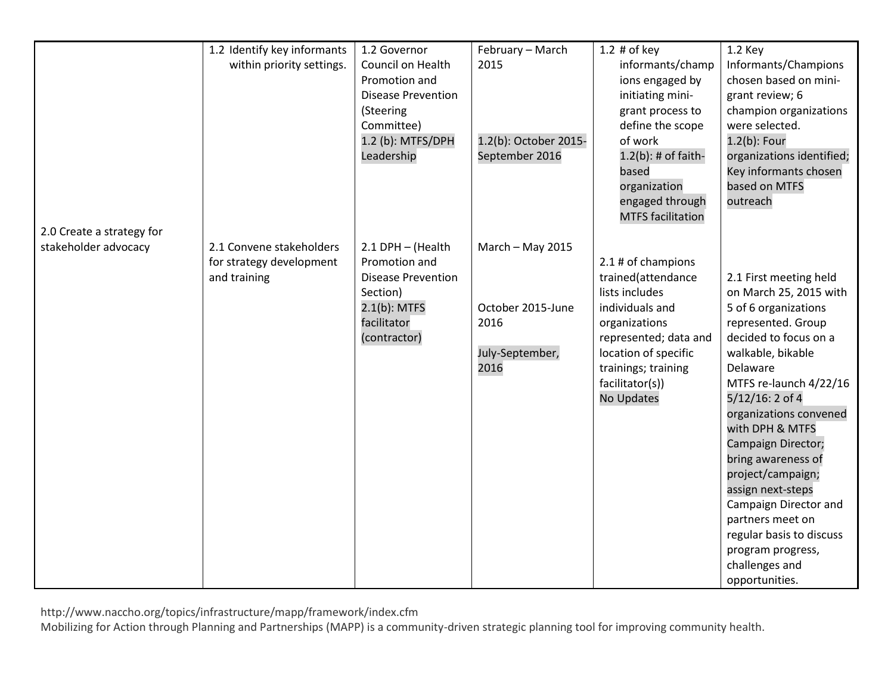| | | | | | |
|---|---|---|---|---|---|
| | 1.2 Identify key informants within priority settings. | 1.2 Governor Council on Health Promotion and Disease Prevention (Steering Committee)<br>1.2 (b): MTFS/DPH Leadership | February – March 2015<br><br>1.2(b): October 2015-September 2016 | 1.2 # of key informants/champions engaged by initiating mini-grant process to define the scope of work<br>1.2(b): # of faith-based organization engaged through MTFS facilitation | 1.2 Key Informants/Champions chosen based on mini-grant review; 6 champion organizations were selected.<br>1.2(b): Four organizations identified; Key informants chosen based on MTFS outreach |
| 2.0 Create a strategy for stakeholder advocacy | 2.1 Convene stakeholders for strategy development and training | 2.1 DPH – (Health Promotion and Disease Prevention Section)<br>2.1(b): MTFS facilitator (contractor) | March – May 2015<br><br>October 2015-June 2016<br><br>July-September, 2016 | 2.1 # of champions trained(attendance lists includes individuals and organizations represented; data and location of specific trainings; training facilitator(s))<br>No Updates | 2.1 First meeting held on March 25, 2015 with 5 of 6 organizations represented. Group decided to focus on a walkable, bikable Delaware<br>MTFS re-launch 4/22/16<br>5/12/16: 2 of 4 organizations convened with DPH & MTFS Campaign Director; bring awareness of project/campaign; assign next-steps<br>Campaign Director and partners meet on regular basis to discuss program progress, challenges and opportunities. |

http://www.naccho.org/topics/infrastructure/mapp/framework/index.cfm
Mobilizing for Action through Planning and Partnerships (MAPP) is a community-driven strategic planning tool for improving community health.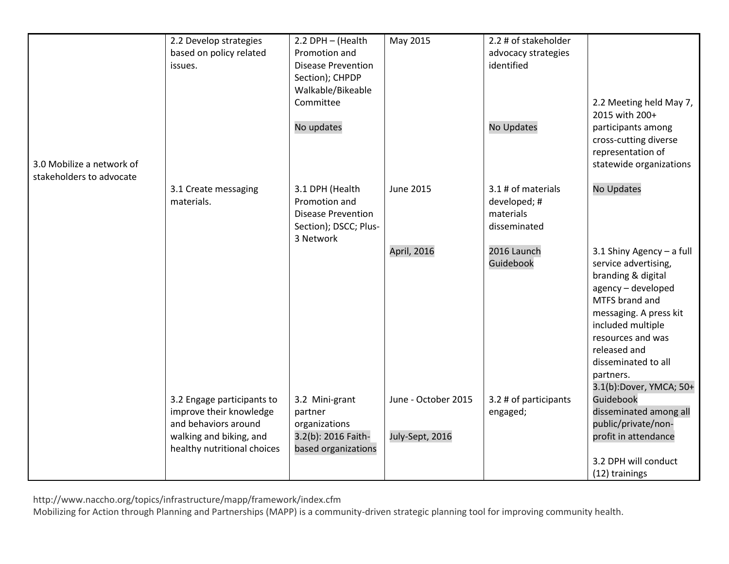| | | | | | |
|---|---|---|---|---|---|
| 3.0 Mobilize a network of stakeholders to advocate | 2.2 Develop strategies based on policy related issues. | 2.2 DPH – (Health Promotion and Disease Prevention Section); CHPDP Walkable/Bikeable Committee<br><br>No updates | May 2015 | 2.2 # of stakeholder advocacy strategies identified<br><br>No Updates | 2.2 Meeting held May 7, 2015 with 200+ participants among cross-cutting diverse representation of statewide organizations |
| | 3.1 Create messaging materials. | 3.1 DPH (Health Promotion and Disease Prevention Section); DSCC; Plus-3 Network | June 2015<br><br>April, 2016 | 3.1 # of materials developed; # materials disseminated<br><br>2016 Launch Guidebook | No Updates<br><br>3.1 Shiny Agency – a full service advertising, branding & digital agency – developed MTFS brand and messaging. A press kit included multiple resources and was released and disseminated to all partners.<br>3.1(b):Dover, YMCA; 50+ Guidebook disseminated among all public/private/non-profit in attendance |
| | 3.2 Engage participants to improve their knowledge and behaviors around walking and biking, and healthy nutritional choices | 3.2 Mini-grant partner organizations<br>3.2(b): 2016 Faith-based organizations | June - October 2015<br><br>July-Sept, 2016 | 3.2 # of participants engaged; | 3.2 DPH will conduct (12) trainings |

http://www.naccho.org/topics/infrastructure/mapp/framework/index.cfm
Mobilizing for Action through Planning and Partnerships (MAPP) is a community-driven strategic planning tool for improving community health.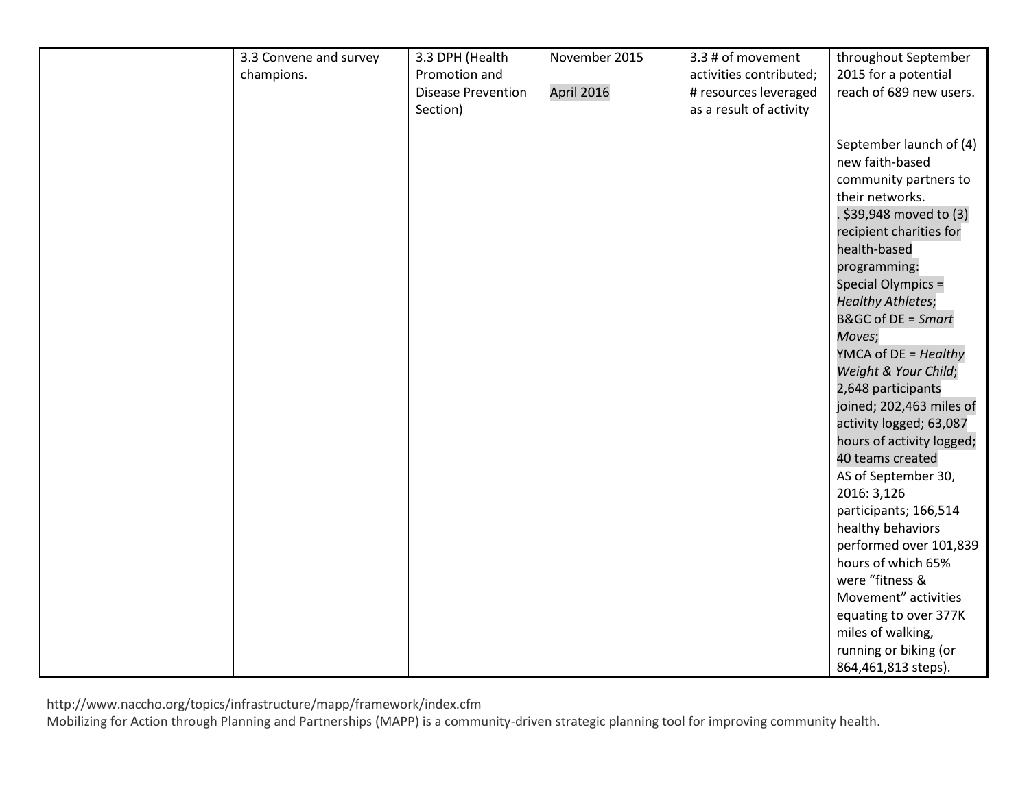|  |  |  |  |  |  |
|---|---|---|---|---|---|
|  | 3.3 Convene and survey champions. | 3.3 DPH (Health Promotion and Disease Prevention Section) | November 2015<br><br>April 2016 | 3.3 # of movement activities contributed; # resources leveraged as a result of activity | throughout September 2015 for a potential reach of 689 new users.<br><br>September launch of (4) new faith-based community partners to their networks.<br>. $39,948 moved to (3) recipient charities for health-based programming:<br>Special Olympics = *Healthy Athletes*;<br>B&GC of DE = *Smart Moves*;<br>YMCA of DE = *Healthy Weight & Your Child*;<br>2,648 participants joined; 202,463 miles of activity logged; 63,087 hours of activity logged; 40 teams created<br>AS of September 30, 2016: 3,126 participants; 166,514 healthy behaviors performed over 101,839 hours of which 65% were "fitness & Movement" activities equating to over 377K miles of walking, running or biking (or 864,461,813 steps). |

http://www.naccho.org/topics/infrastructure/mapp/framework/index.cfm
Mobilizing for Action through Planning and Partnerships (MAPP) is a community-driven strategic planning tool for improving community health.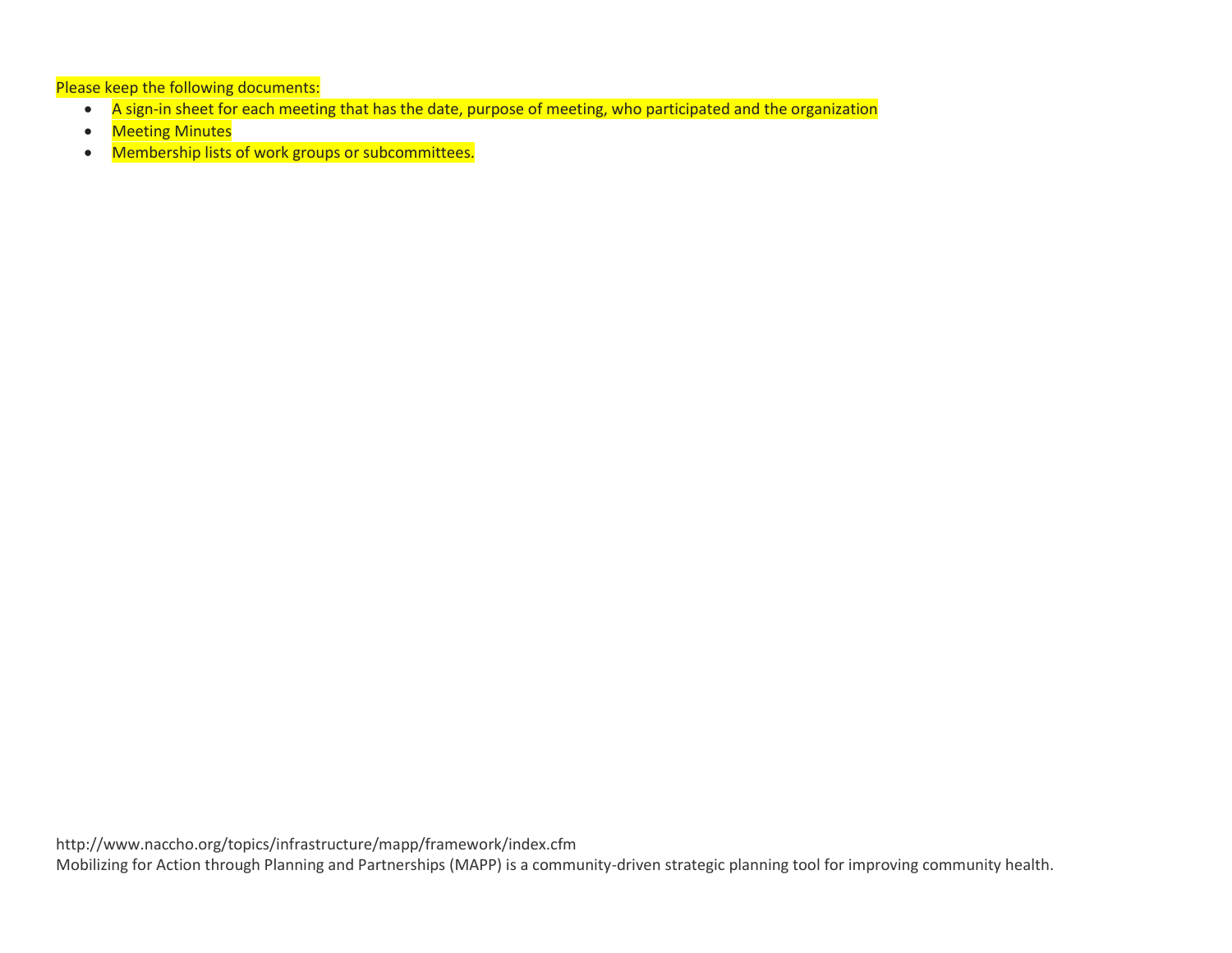Please keep the following documents:

- A sign-in sheet for each meeting that has the date, purpose of meeting, who participated and the organization
- Meeting Minutes
- Membership lists of work groups or subcommittees.

http://www.naccho.org/topics/infrastructure/mapp/framework/index.cfm
Mobilizing for Action through Planning and Partnerships (MAPP) is a community-driven strategic planning tool for improving community health.